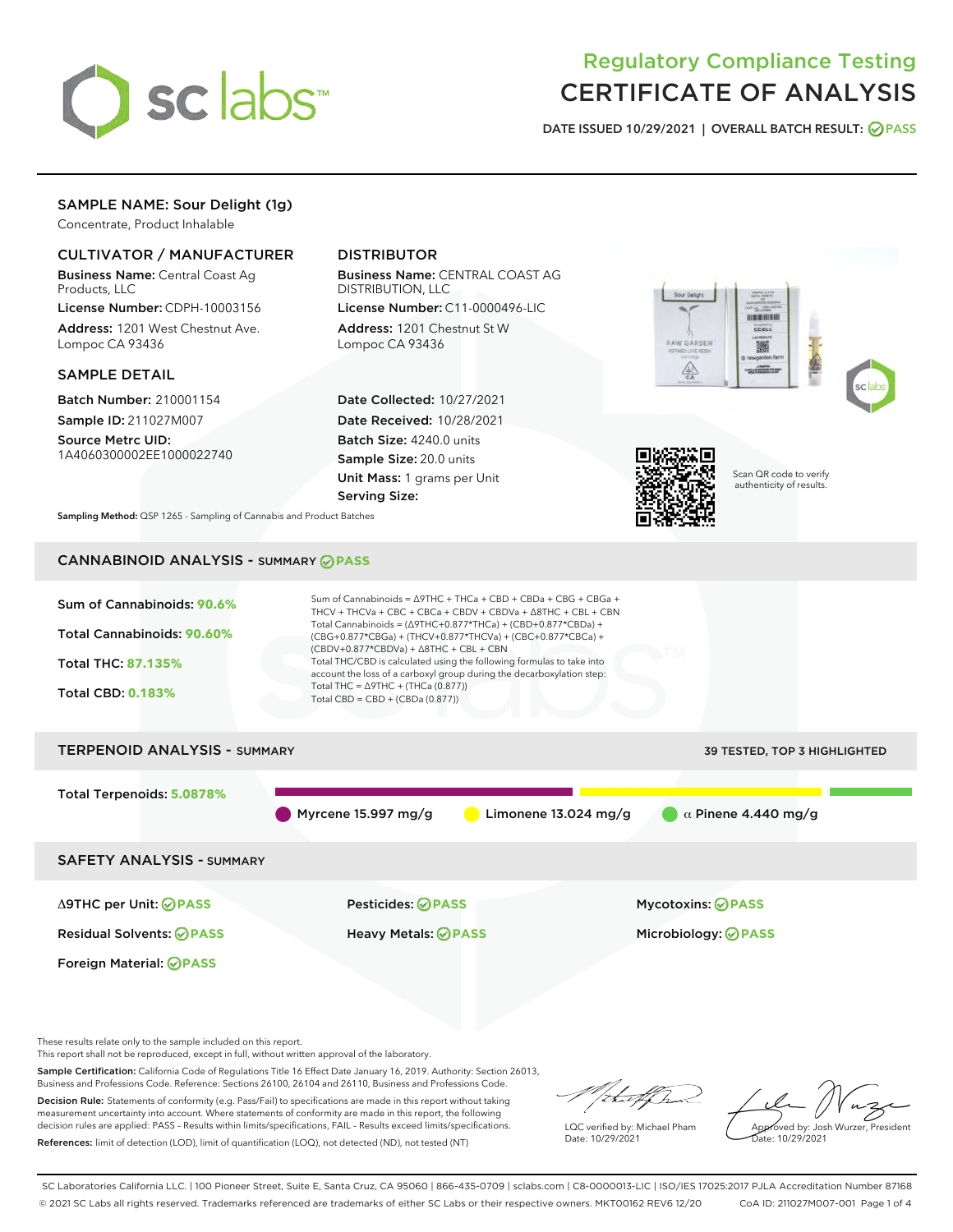# Regulatory Compliance Testing
# CERTIFICATE OF ANALYSIS

DATE ISSUED 10/29/2021 | OVERALL BATCH RESULT: PASS

## SAMPLE NAME: Sour Delight (1g)

Concentrate, Product Inhalable

### CULTIVATOR / MANUFACTURER

**Business Name:** Central Coast Ag Products, LLC

**License Number:** CDPH-10003156

**Address:** 1201 West Chestnut Ave. Lompoc CA 93436

### DISTRIBUTOR

**Business Name:** CENTRAL COAST AG DISTRIBUTION, LLC

**License Number:** C11-0000496-LIC

**Address:** 1201 Chestnut St W Lompoc CA 93436

### SAMPLE DETAIL

**Batch Number:** 210001154

**Sample ID:** 211027M007

**Source Metrc UID:** 1A4060300002EE1000022740

**Date Collected:** 10/27/2021

**Date Received:** 10/28/2021

**Batch Size:** 4240.0 units

**Sample Size:** 20.0 units

**Unit Mass:** 1 grams per Unit

**Serving Size:**

Scan QR code to verify authenticity of results.

**Sampling Method:** QSP 1265 - Sampling of Cannabis and Product Batches

## CANNABINOID ANALYSIS - SUMMARY PASS

Sum of Cannabinoids: **90.6%**

Total Cannabinoids: **90.60%**

Total THC: **87.135%**

Total CBD: **0.183%**

Sum of Cannabinoids = Δ9THC + THCa + CBD + CBDa + CBG + CBGa + THCV + THCVa + CBC + CBCa + CBDV + CBDVa + Δ8THC + CBL + CBN

Total Cannabinoids = (Δ9THC+0.877*THCa) + (CBD+0.877*CBDa) + (CBG+0.877*CBGa) + (THCV+0.877*THCVa) + (CBC+0.877*CBCa) + (CBDV+0.877*CBDVa) + Δ8THC + CBL + CBN

Total THC/CBD is calculated using the following formulas to take into account the loss of a carboxyl group during the decarboxylation step:

Total THC = Δ9THC + (THCa (0.877))

Total CBD = CBD + (CBDa (0.877))

## TERPENOID ANALYSIS - SUMMARY

39 TESTED, TOP 3 HIGHLIGHTED

Total Terpenoids: **5.0878%**

Myrcene 15.997 mg/g | Limonene 13.024 mg/g | α Pinene 4.440 mg/g

## SAFETY ANALYSIS - SUMMARY

Δ9THC per Unit: PASS

Pesticides: PASS

Mycotoxins: PASS

Residual Solvents: PASS

Heavy Metals: PASS

Microbiology: PASS

Foreign Material: PASS

These results relate only to the sample included on this report.
This report shall not be reproduced, except in full, without written approval of the laboratory.

**Sample Certification:** California Code of Regulations Title 16 Effect Date January 16, 2019. Authority: Section 26013, Business and Professions Code. Reference: Sections 26100, 26104 and 26110, Business and Professions Code.

**Decision Rule:** Statements of conformity (e.g. Pass/Fail) to specifications are made in this report without taking measurement uncertainty into account. Where statements of conformity are made in this report, the following decision rules are applied: PASS – Results within limits/specifications, FAIL – Results exceed limits/specifications.

**References:** limit of detection (LOD), limit of quantification (LOQ), not detected (ND), not tested (NT)

LQC verified by: Michael Pham
Date: 10/29/2021

Approved by: Josh Wurzer, President
Date: 10/29/2021

SC Laboratories California LLC. | 100 Pioneer Street, Suite E, Santa Cruz, CA 95060 | 866-435-0709 | sclabs.com | C8-0000013-LIC | ISO/IES 17025:2017 PJLA Accreditation Number 87168
© 2021 SC Labs all rights reserved. Trademarks referenced are trademarks of either SC Labs or their respective owners. MKT00162 REV6 12/20 CoA ID: 211027M007-001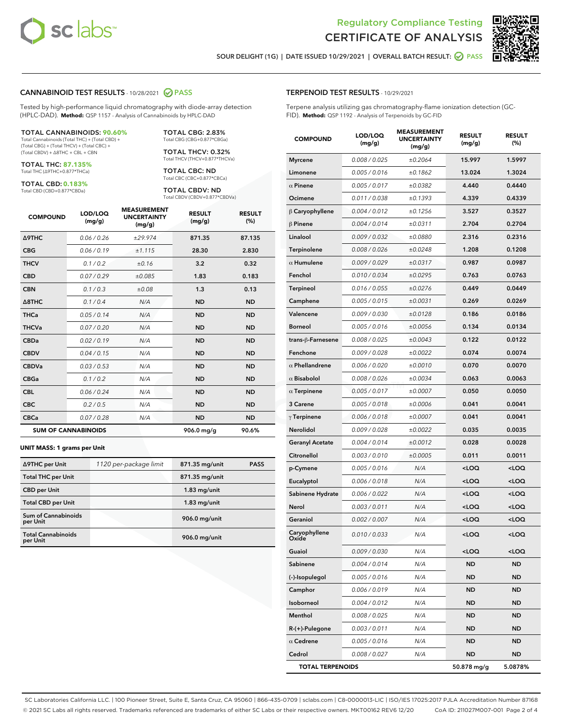# Regulatory Compliance Testing
# CERTIFICATE OF ANALYSIS

SOUR DELIGHT (1G) | DATE ISSUED 10/29/2021 | OVERALL BATCH RESULT: PASS

## CANNABINOID TEST RESULTS - 10/28/2021 PASS

Tested by high-performance liquid chromatography with diode-array detection (HPLC-DAD). **Method:** QSP 1157 - Analysis of Cannabinoids by HPLC-DAD

**TOTAL CANNABINOIDS: 90.60%**
Total Cannabinoids (Total THC) + (Total CBD) + (Total CBG) + (Total THCV) + (Total CBC) + (Total CBDV) + Δ8THC + CBL + CBN

**TOTAL THC: 87.135%**
Total THC (Δ9THC+0.877*THCa)

**TOTAL CBD: 0.183%**
Total CBD (CBD+0.877*CBDa)

**TOTAL CBG: 2.83%**
Total CBG (CBG+0.877*CBGa)

**TOTAL THCV: 0.32%**
Total THCV (THCV+0.877*THCVa)

**TOTAL CBC: ND**
Total CBC (CBC+0.877*CBCa)

**TOTAL CBDV: ND**
Total CBDV (CBDV+0.877*CBDVa)

| COMPOUND | LOD/LOQ (mg/g) | MEASUREMENT UNCERTAINTY (mg/g) | RESULT (mg/g) | RESULT (%) |
|---|---|---|---|---|
| Δ9THC | 0.06 / 0.26 | ±29.974 | 871.35 | 87.135 |
| CBG | 0.06 / 0.19 | ±1.115 | 28.30 | 2.830 |
| THCV | 0.1 / 0.2 | ±0.16 | 3.2 | 0.32 |
| CBD | 0.07 / 0.29 | ±0.085 | 1.83 | 0.183 |
| CBN | 0.1 / 0.3 | ±0.08 | 1.3 | 0.13 |
| Δ8THC | 0.1 / 0.4 | N/A | ND | ND |
| THCa | 0.05 / 0.14 | N/A | ND | ND |
| THCVa | 0.07 / 0.20 | N/A | ND | ND |
| CBDa | 0.02 / 0.19 | N/A | ND | ND |
| CBDV | 0.04 / 0.15 | N/A | ND | ND |
| CBDVa | 0.03 / 0.53 | N/A | ND | ND |
| CBGa | 0.1 / 0.2 | N/A | ND | ND |
| CBL | 0.06 / 0.24 | N/A | ND | ND |
| CBC | 0.2 / 0.5 | N/A | ND | ND |
| CBCa | 0.07 / 0.28 | N/A | ND | ND |
| **SUM OF CANNABINOIDS** | | | 906.0 mg/g | 90.6% |

**UNIT MASS: 1 grams per Unit**

| Δ9THC per Unit | 1120 per-package limit | 871.35 mg/unit | PASS |
|---|---|---|---|
| Total THC per Unit | | 871.35 mg/unit | |
| CBD per Unit | | 1.83 mg/unit | |
| Total CBD per Unit | | 1.83 mg/unit | |
| Sum of Cannabinoids per Unit | | 906.0 mg/unit | |
| Total Cannabinoids per Unit | | 906.0 mg/unit | |

## TERPENOID TEST RESULTS - 10/29/2021

Terpene analysis utilizing gas chromatography-flame ionization detection (GC-FID). **Method:** QSP 1192 - Analysis of Terpenoids by GC-FID

| COMPOUND | LOD/LOQ (mg/g) | MEASUREMENT UNCERTAINTY (mg/g) | RESULT (mg/g) | RESULT (%) |
|---|---|---|---|---|
| Myrcene | 0.008 / 0.025 | ±0.2064 | 15.997 | 1.5997 |
| Limonene | 0.005 / 0.016 | ±0.1862 | 13.024 | 1.3024 |
| α Pinene | 0.005 / 0.017 | ±0.0382 | 4.440 | 0.4440 |
| Ocimene | 0.011 / 0.038 | ±0.1393 | 4.339 | 0.4339 |
| β Caryophyllene | 0.004 / 0.012 | ±0.1256 | 3.527 | 0.3527 |
| β Pinene | 0.004 / 0.014 | ±0.0311 | 2.704 | 0.2704 |
| Linalool | 0.009 / 0.032 | ±0.0880 | 2.316 | 0.2316 |
| Terpinolene | 0.008 / 0.026 | ±0.0248 | 1.208 | 0.1208 |
| α Humulene | 0.009 / 0.029 | ±0.0317 | 0.987 | 0.0987 |
| Fenchol | 0.010 / 0.034 | ±0.0295 | 0.763 | 0.0763 |
| Terpineol | 0.016 / 0.055 | ±0.0276 | 0.449 | 0.0449 |
| Camphene | 0.005 / 0.015 | ±0.0031 | 0.269 | 0.0269 |
| Valencene | 0.009 / 0.030 | ±0.0128 | 0.186 | 0.0186 |
| Borneol | 0.005 / 0.016 | ±0.0056 | 0.134 | 0.0134 |
| trans-β-Farnesene | 0.008 / 0.025 | ±0.0043 | 0.122 | 0.0122 |
| Fenchone | 0.009 / 0.028 | ±0.0022 | 0.074 | 0.0074 |
| α Phellandrene | 0.006 / 0.020 | ±0.0010 | 0.070 | 0.0070 |
| α Bisabolol | 0.008 / 0.026 | ±0.0034 | 0.063 | 0.0063 |
| α Terpinene | 0.005 / 0.017 | ±0.0007 | 0.050 | 0.0050 |
| 3 Carene | 0.005 / 0.018 | ±0.0006 | 0.041 | 0.0041 |
| γ Terpinene | 0.006 / 0.018 | ±0.0007 | 0.041 | 0.0041 |
| Nerolidol | 0.009 / 0.028 | ±0.0022 | 0.035 | 0.0035 |
| Geranyl Acetate | 0.004 / 0.014 | ±0.0012 | 0.028 | 0.0028 |
| Citronellol | 0.003 / 0.010 | ±0.0005 | 0.011 | 0.0011 |
| p-Cymene | 0.005 / 0.016 | N/A | <LOQ | <LOQ |
| Eucalyptol | 0.006 / 0.018 | N/A | <LOQ | <LOQ |
| Sabinene Hydrate | 0.006 / 0.022 | N/A | <LOQ | <LOQ |
| Nerol | 0.003 / 0.011 | N/A | <LOQ | <LOQ |
| Geraniol | 0.002 / 0.007 | N/A | <LOQ | <LOQ |
| Caryophyllene Oxide | 0.010 / 0.033 | N/A | <LOQ | <LOQ |
| Guaiol | 0.009 / 0.030 | N/A | <LOQ | <LOQ |
| Sabinene | 0.004 / 0.014 | N/A | ND | ND |
| (-)-Isopulegol | 0.005 / 0.016 | N/A | ND | ND |
| Camphor | 0.006 / 0.019 | N/A | ND | ND |
| Isoborneol | 0.004 / 0.012 | N/A | ND | ND |
| Menthol | 0.008 / 0.025 | N/A | ND | ND |
| R-(+)-Pulegone | 0.003 / 0.011 | N/A | ND | ND |
| α Cedrene | 0.005 / 0.016 | N/A | ND | ND |
| Cedrol | 0.008 / 0.027 | N/A | ND | ND |
| **TOTAL TERPENOIDS** | | | 50.878 mg/g | 5.0878% |

SC Laboratories California LLC. | 100 Pioneer Street, Suite E, Santa Cruz, CA 95060 | 866-435-0709 | sclabs.com | C8-0000013-LIC | ISO/IES 17025:2017 PJLA Accreditation Number 87168
© 2021 SC Labs all rights reserved. Trademarks referenced are trademarks of either SC Labs or their respective owners. MKT00162 REV6 12/20 CoA ID: 211027M007-001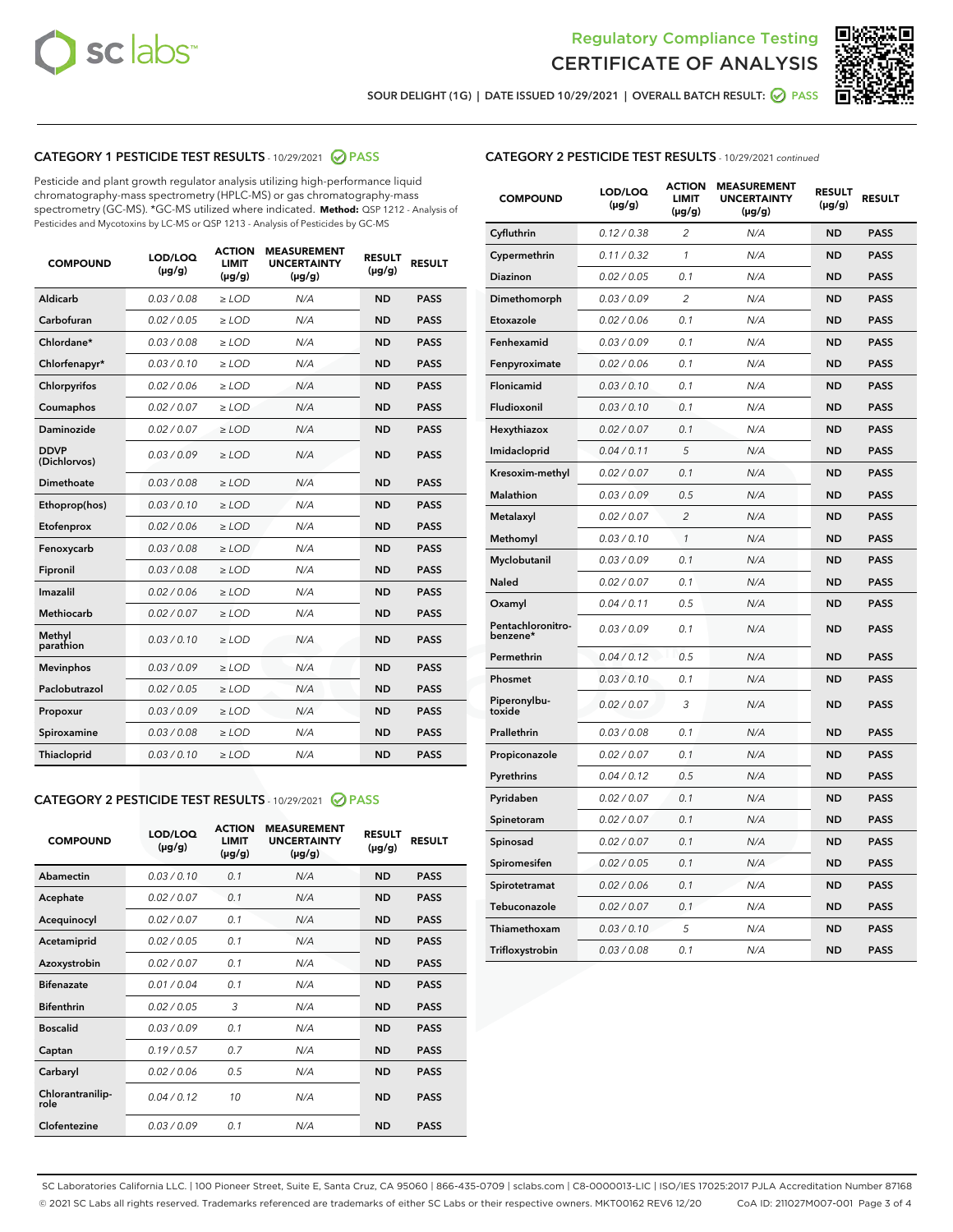# Regulatory Compliance Testing
# CERTIFICATE OF ANALYSIS

SOUR DELIGHT (1G) | DATE ISSUED 10/29/2021 | OVERALL BATCH RESULT: PASS

## CATEGORY 1 PESTICIDE TEST RESULTS - 10/29/2021 PASS

Pesticide and plant growth regulator analysis utilizing high-performance liquid chromatography-mass spectrometry (HPLC-MS) or gas chromatography-mass spectrometry (GC-MS). *GC-MS utilized where indicated. **Method:** QSP 1212 - Analysis of Pesticides and Mycotoxins by LC-MS or QSP 1213 - Analysis of Pesticides by GC-MS

| COMPOUND | LOD/LOQ (µg/g) | ACTION LIMIT (µg/g) | MEASUREMENT UNCERTAINTY (µg/g) | RESULT (µg/g) | RESULT |
|---|---|---|---|---|---|
| Aldicarb | 0.03 / 0.08 | ≥ LOD | N/A | ND | PASS |
| Carbofuran | 0.02 / 0.05 | ≥ LOD | N/A | ND | PASS |
| Chlordane* | 0.03 / 0.08 | ≥ LOD | N/A | ND | PASS |
| Chlorfenapyr* | 0.03 / 0.10 | ≥ LOD | N/A | ND | PASS |
| Chlorpyrifos | 0.02 / 0.06 | ≥ LOD | N/A | ND | PASS |
| Coumaphos | 0.02 / 0.07 | ≥ LOD | N/A | ND | PASS |
| Daminozide | 0.02 / 0.07 | ≥ LOD | N/A | ND | PASS |
| DDVP (Dichlorvos) | 0.03 / 0.09 | ≥ LOD | N/A | ND | PASS |
| Dimethoate | 0.03 / 0.08 | ≥ LOD | N/A | ND | PASS |
| Ethoprop(hos) | 0.03 / 0.10 | ≥ LOD | N/A | ND | PASS |
| Etofenprox | 0.02 / 0.06 | ≥ LOD | N/A | ND | PASS |
| Fenoxycarb | 0.03 / 0.08 | ≥ LOD | N/A | ND | PASS |
| Fipronil | 0.03 / 0.08 | ≥ LOD | N/A | ND | PASS |
| Imazalil | 0.02 / 0.06 | ≥ LOD | N/A | ND | PASS |
| Methiocarb | 0.02 / 0.07 | ≥ LOD | N/A | ND | PASS |
| Methyl parathion | 0.03 / 0.10 | ≥ LOD | N/A | ND | PASS |
| Mevinphos | 0.03 / 0.09 | ≥ LOD | N/A | ND | PASS |
| Paclobutrazol | 0.02 / 0.05 | ≥ LOD | N/A | ND | PASS |
| Propoxur | 0.03 / 0.09 | ≥ LOD | N/A | ND | PASS |
| Spiroxamine | 0.03 / 0.08 | ≥ LOD | N/A | ND | PASS |
| Thiacloprid | 0.03 / 0.10 | ≥ LOD | N/A | ND | PASS |

## CATEGORY 2 PESTICIDE TEST RESULTS - 10/29/2021 PASS

| COMPOUND | LOD/LOQ (µg/g) | ACTION LIMIT (µg/g) | MEASUREMENT UNCERTAINTY (µg/g) | RESULT (µg/g) | RESULT |
|---|---|---|---|---|---|
| Abamectin | 0.03 / 0.10 | 0.1 | N/A | ND | PASS |
| Acephate | 0.02 / 0.07 | 0.1 | N/A | ND | PASS |
| Acequinocyl | 0.02 / 0.07 | 0.1 | N/A | ND | PASS |
| Acetamiprid | 0.02 / 0.05 | 0.1 | N/A | ND | PASS |
| Azoxystrobin | 0.02 / 0.07 | 0.1 | N/A | ND | PASS |
| Bifenazate | 0.01 / 0.04 | 0.1 | N/A | ND | PASS |
| Bifenthrin | 0.02 / 0.05 | 3 | N/A | ND | PASS |
| Boscalid | 0.03 / 0.09 | 0.1 | N/A | ND | PASS |
| Captan | 0.19 / 0.57 | 0.7 | N/A | ND | PASS |
| Carbaryl | 0.02 / 0.06 | 0.5 | N/A | ND | PASS |
| Chlorantraniliprole | 0.04 / 0.12 | 10 | N/A | ND | PASS |
| Clofentezine | 0.03 / 0.09 | 0.1 | N/A | ND | PASS |
| Cyfluthrin | 0.12 / 0.38 | 2 | N/A | ND | PASS |
| Cypermethrin | 0.11 / 0.32 | 1 | N/A | ND | PASS |
| Diazinon | 0.02 / 0.05 | 0.1 | N/A | ND | PASS |
| Dimethomorph | 0.03 / 0.09 | 2 | N/A | ND | PASS |
| Etoxazole | 0.02 / 0.06 | 0.1 | N/A | ND | PASS |
| Fenhexamid | 0.03 / 0.09 | 0.1 | N/A | ND | PASS |
| Fenpyroximate | 0.02 / 0.06 | 0.1 | N/A | ND | PASS |
| Flonicamid | 0.03 / 0.10 | 0.1 | N/A | ND | PASS |
| Fludioxonil | 0.03 / 0.10 | 0.1 | N/A | ND | PASS |
| Hexythiazox | 0.02 / 0.07 | 0.1 | N/A | ND | PASS |
| Imidacloprid | 0.04 / 0.11 | 5 | N/A | ND | PASS |
| Kresoxim-methyl | 0.02 / 0.07 | 0.1 | N/A | ND | PASS |
| Malathion | 0.03 / 0.09 | 0.5 | N/A | ND | PASS |
| Metalaxyl | 0.02 / 0.07 | 2 | N/A | ND | PASS |
| Methomyl | 0.03 / 0.10 | 1 | N/A | ND | PASS |
| Myclobutanil | 0.03 / 0.09 | 0.1 | N/A | ND | PASS |
| Naled | 0.02 / 0.07 | 0.1 | N/A | ND | PASS |
| Oxamyl | 0.04 / 0.11 | 0.5 | N/A | ND | PASS |
| Pentachloronitrobenzene* | 0.03 / 0.09 | 0.1 | N/A | ND | PASS |
| Permethrin | 0.04 / 0.12 | 0.5 | N/A | ND | PASS |
| Phosmet | 0.03 / 0.10 | 0.1 | N/A | ND | PASS |
| Piperonylbutoxide | 0.02 / 0.07 | 3 | N/A | ND | PASS |
| Prallethrin | 0.03 / 0.08 | 0.1 | N/A | ND | PASS |
| Propiconazole | 0.02 / 0.07 | 0.1 | N/A | ND | PASS |
| Pyrethrins | 0.04 / 0.12 | 0.5 | N/A | ND | PASS |
| Pyridaben | 0.02 / 0.07 | 0.1 | N/A | ND | PASS |
| Spinetoram | 0.02 / 0.07 | 0.1 | N/A | ND | PASS |
| Spinosad | 0.02 / 0.07 | 0.1 | N/A | ND | PASS |
| Spiromesifen | 0.02 / 0.05 | 0.1 | N/A | ND | PASS |
| Spirotetramat | 0.02 / 0.06 | 0.1 | N/A | ND | PASS |
| Tebuconazole | 0.02 / 0.07 | 0.1 | N/A | ND | PASS |
| Thiamethoxam | 0.03 / 0.10 | 5 | N/A | ND | PASS |
| Trifloxystrobin | 0.03 / 0.08 | 0.1 | N/A | ND | PASS |

SC Laboratories California LLC. | 100 Pioneer Street, Suite E, Santa Cruz, CA 95060 | 866-435-0709 | sclabs.com | C8-0000013-LIC | ISO/IES 17025:2017 PJLA Accreditation Number 87168
© 2021 SC Labs all rights reserved. Trademarks referenced are trademarks of either SC Labs or their respective owners. MKT00162 REV6 12/20 CoA ID: 211027M007-001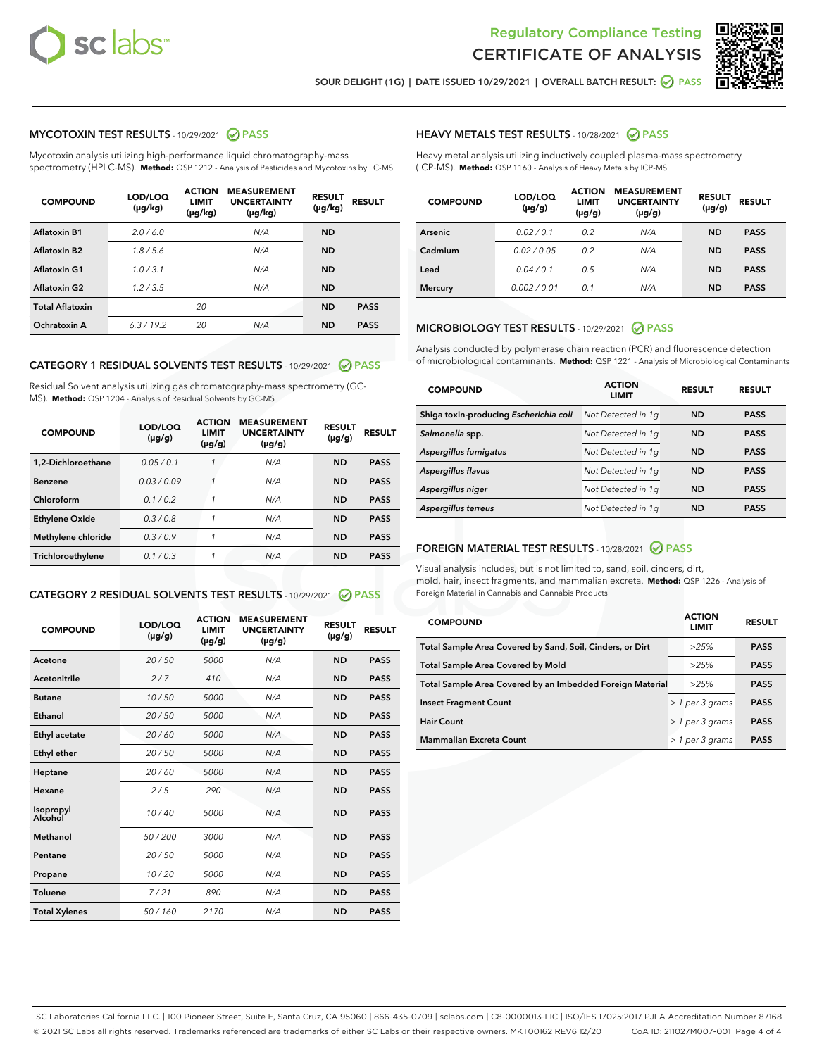Regulatory Compliance Testing
# CERTIFICATE OF ANALYSIS

SOUR DELIGHT (1G) | DATE ISSUED 10/29/2021 | OVERALL BATCH RESULT: PASS

## MYCOTOXIN TEST RESULTS - 10/29/2021 PASS

Mycotoxin analysis utilizing high-performance liquid chromatography-mass spectrometry (HPLC-MS). **Method:** QSP 1212 - Analysis of Pesticides and Mycotoxins by LC-MS

| COMPOUND | LOD/LOQ (µg/kg) | ACTION LIMIT (µg/kg) | MEASUREMENT UNCERTAINTY (µg/kg) | RESULT (µg/kg) | RESULT |
|---|---|---|---|---|---|
| Aflatoxin B1 | 2.0 / 6.0 | | N/A | ND | |
| Aflatoxin B2 | 1.8 / 5.6 | | N/A | ND | |
| Aflatoxin G1 | 1.0 / 3.1 | | N/A | ND | |
| Aflatoxin G2 | 1.2 / 3.5 | | N/A | ND | |
| Total Aflatoxin | | 20 | | ND | PASS |
| Ochratoxin A | 6.3 / 19.2 | 20 | N/A | ND | PASS |

## CATEGORY 1 RESIDUAL SOLVENTS TEST RESULTS - 10/29/2021 PASS

Residual Solvent analysis utilizing gas chromatography-mass spectrometry (GC-MS). **Method:** QSP 1204 - Analysis of Residual Solvents by GC-MS

| COMPOUND | LOD/LOQ (µg/g) | ACTION LIMIT (µg/g) | MEASUREMENT UNCERTAINTY (µg/g) | RESULT (µg/g) | RESULT |
|---|---|---|---|---|---|
| 1,2-Dichloroethane | 0.05 / 0.1 | 1 | N/A | ND | PASS |
| Benzene | 0.03 / 0.09 | 1 | N/A | ND | PASS |
| Chloroform | 0.1 / 0.2 | 1 | N/A | ND | PASS |
| Ethylene Oxide | 0.3 / 0.8 | 1 | N/A | ND | PASS |
| Methylene chloride | 0.3 / 0.9 | 1 | N/A | ND | PASS |
| Trichloroethylene | 0.1 / 0.3 | 1 | N/A | ND | PASS |

## CATEGORY 2 RESIDUAL SOLVENTS TEST RESULTS - 10/29/2021 PASS

| COMPOUND | LOD/LOQ (µg/g) | ACTION LIMIT (µg/g) | MEASUREMENT UNCERTAINTY (µg/g) | RESULT (µg/g) | RESULT |
|---|---|---|---|---|---|
| Acetone | 20 / 50 | 5000 | N/A | ND | PASS |
| Acetonitrile | 2 / 7 | 410 | N/A | ND | PASS |
| Butane | 10 / 50 | 5000 | N/A | ND | PASS |
| Ethanol | 20 / 50 | 5000 | N/A | ND | PASS |
| Ethyl acetate | 20 / 60 | 5000 | N/A | ND | PASS |
| Ethyl ether | 20 / 50 | 5000 | N/A | ND | PASS |
| Heptane | 20 / 60 | 5000 | N/A | ND | PASS |
| Hexane | 2 / 5 | 290 | N/A | ND | PASS |
| Isopropyl Alcohol | 10 / 40 | 5000 | N/A | ND | PASS |
| Methanol | 50 / 200 | 3000 | N/A | ND | PASS |
| Pentane | 20 / 50 | 5000 | N/A | ND | PASS |
| Propane | 10 / 20 | 5000 | N/A | ND | PASS |
| Toluene | 7 / 21 | 890 | N/A | ND | PASS |
| Total Xylenes | 50 / 160 | 2170 | N/A | ND | PASS |

## HEAVY METALS TEST RESULTS - 10/28/2021 PASS

Heavy metal analysis utilizing inductively coupled plasma-mass spectrometry (ICP-MS). **Method:** QSP 1160 - Analysis of Heavy Metals by ICP-MS

| COMPOUND | LOD/LOQ (µg/g) | ACTION LIMIT (µg/g) | MEASUREMENT UNCERTAINTY (µg/g) | RESULT (µg/g) | RESULT |
|---|---|---|---|---|---|
| Arsenic | 0.02 / 0.1 | 0.2 | N/A | ND | PASS |
| Cadmium | 0.02 / 0.05 | 0.2 | N/A | ND | PASS |
| Lead | 0.04 / 0.1 | 0.5 | N/A | ND | PASS |
| Mercury | 0.002 / 0.01 | 0.1 | N/A | ND | PASS |

## MICROBIOLOGY TEST RESULTS - 10/29/2021 PASS

Analysis conducted by polymerase chain reaction (PCR) and fluorescence detection of microbiological contaminants. **Method:** QSP 1221 - Analysis of Microbiological Contaminants

| COMPOUND | ACTION LIMIT | RESULT | RESULT |
|---|---|---|---|
| Shiga toxin-producing *Escherichia coli* | Not Detected in 1g | ND | PASS |
| *Salmonella* spp. | Not Detected in 1g | ND | PASS |
| *Aspergillus fumigatus* | Not Detected in 1g | ND | PASS |
| *Aspergillus flavus* | Not Detected in 1g | ND | PASS |
| *Aspergillus niger* | Not Detected in 1g | ND | PASS |
| *Aspergillus terreus* | Not Detected in 1g | ND | PASS |

## FOREIGN MATERIAL TEST RESULTS - 10/28/2021 PASS

Visual analysis includes, but is not limited to, sand, soil, cinders, dirt, mold, hair, insect fragments, and mammalian excreta. **Method:** QSP 1226 - Analysis of Foreign Material in Cannabis and Cannabis Products

| COMPOUND | ACTION LIMIT | RESULT |
|---|---|---|
| Total Sample Area Covered by Sand, Soil, Cinders, or Dirt | >25% | PASS |
| Total Sample Area Covered by Mold | >25% | PASS |
| Total Sample Area Covered by an Imbedded Foreign Material | >25% | PASS |
| Insect Fragment Count | > 1 per 3 grams | PASS |
| Hair Count | > 1 per 3 grams | PASS |
| Mammalian Excreta Count | > 1 per 3 grams | PASS |

SC Laboratories California LLC. | 100 Pioneer Street, Suite E, Santa Cruz, CA 95060 | 866-435-0709 | sclabs.com | C8-0000013-LIC | ISO/IES 17025:2017 PJLA Accreditation Number 87168
© 2021 SC Labs all rights reserved. Trademarks referenced are trademarks of either SC Labs or their respective owners. MKT00162 REV6 12/20 CoA ID: 211027M007-001